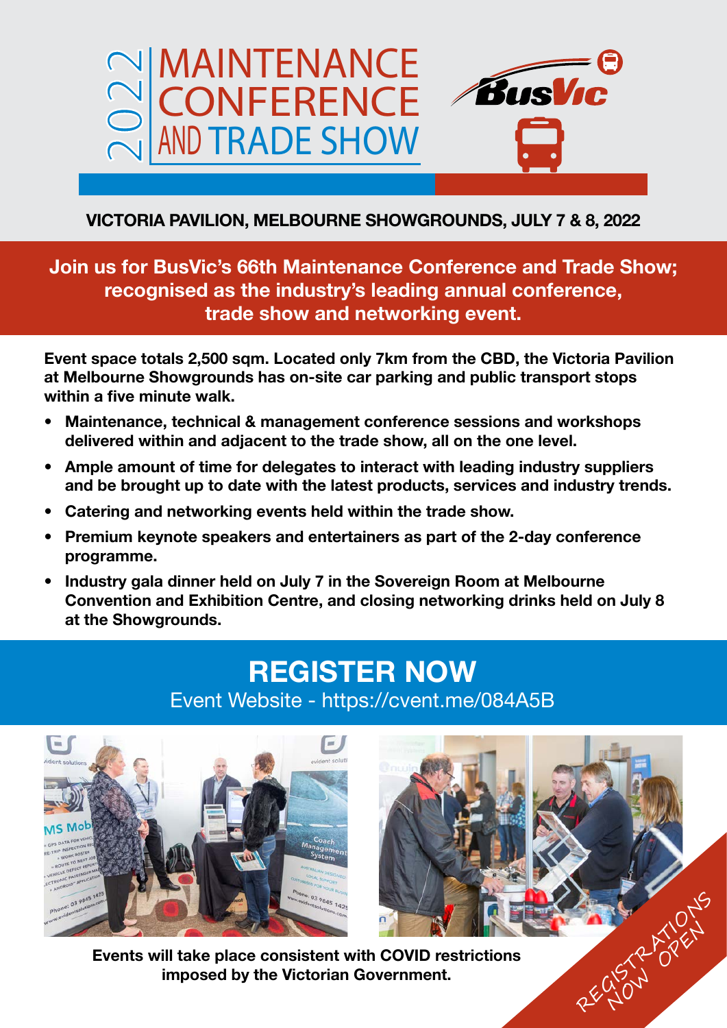# 2022 MAINTENANCE CONFERENCE AND TRADE SHOW

BusVic

**VICTORIA PAVILION, MELBOURNE SHOWGROUNDS, JULY 7 & 8, 2022**

**Join us for BusVic's 66th Maintenance Conference and Trade Show; recognised as the industry's leading annual conference, trade show and networking event.**

**Event space totals 2,500 sqm. Located only 7km from the CBD, the Victoria Pavilion at Melbourne Showgrounds has on-site car parking and public transport stops within a five minute walk.**

- **Maintenance, technical & management conference sessions and workshops delivered within and adjacent to the trade show, all on the one level.**
- **Ample amount of time for delegates to interact with leading industry suppliers and be brought up to date with the latest products, services and industry trends.**
- **Catering and networking events held within the trade show.**
- **Premium keynote speakers and entertainers as part of the 2-day conference programme.**
- **Industry gala dinner held on July 7 in the Sovereign Room at Melbourne Convention and Exhibition Centre, and closing networking drinks held on July 8 at the Showgrounds.**

## REGISTER NOW

Event Website - https://cvent.me/084A5B

**Events will take place consistent with COVID restrictions imposed by the Victorian Government.**

REGISTRATIONS NOW OPEN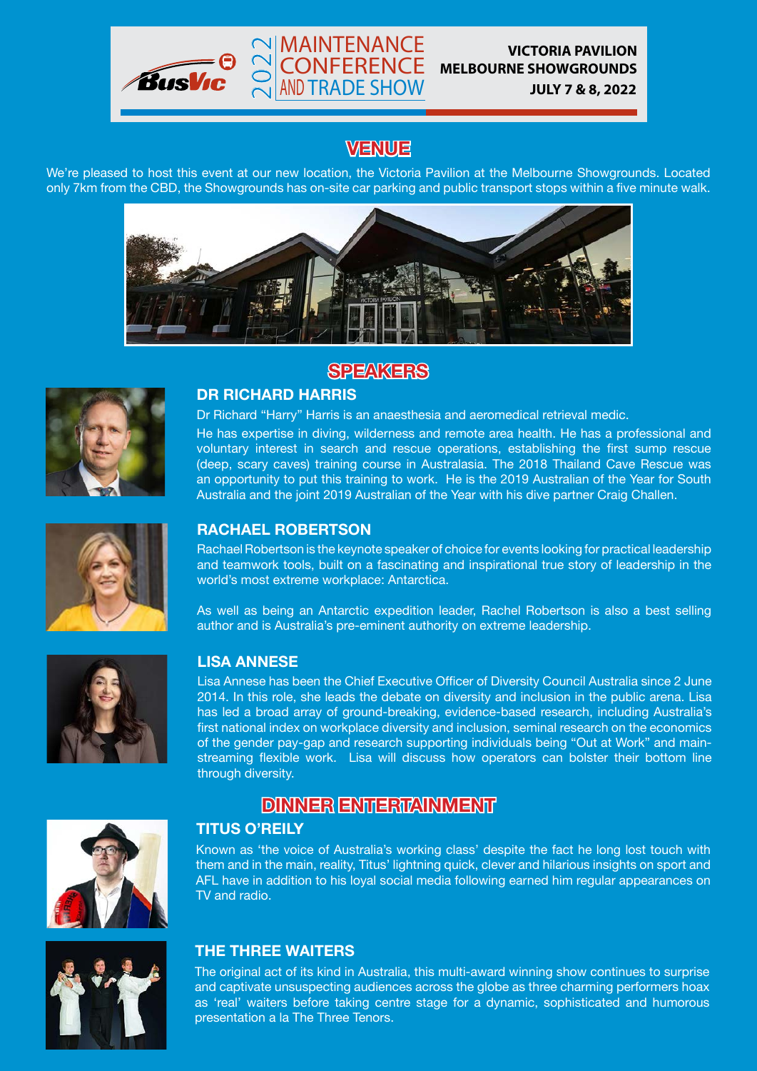BusVic 2022 MAINTENANCE CONFERENCE AND TRADE SHOW

**VICTORIA PAVILION**
**MELBOURNE SHOWGROUNDS**
**JULY 7 & 8, 2022**

## VENUE

We're pleased to host this event at our new location, the Victoria Pavilion at the Melbourne Showgrounds. Located only 7km from the CBD, the Showgrounds has on-site car parking and public transport stops within a five minute walk.

## SPEAKERS

### DR RICHARD HARRIS

Dr Richard "Harry" Harris is an anaesthesia and aeromedical retrieval medic.

He has expertise in diving, wilderness and remote area health. He has a professional and voluntary interest in search and rescue operations, establishing the first sump rescue (deep, scary caves) training course in Australasia. The 2018 Thailand Cave Rescue was an opportunity to put this training to work. He is the 2019 Australian of the Year for South Australia and the joint 2019 Australian of the Year with his dive partner Craig Challen.

### RACHAEL ROBERTSON

Rachael Robertson is the keynote speaker of choice for events looking for practical leadership and teamwork tools, built on a fascinating and inspirational true story of leadership in the world's most extreme workplace: Antarctica.

As well as being an Antarctic expedition leader, Rachel Robertson is also a best selling author and is Australia's pre-eminent authority on extreme leadership.

### LISA ANNESE

Lisa Annese has been the Chief Executive Officer of Diversity Council Australia since 2 June 2014. In this role, she leads the debate on diversity and inclusion in the public arena. Lisa has led a broad array of ground-breaking, evidence-based research, including Australia's first national index on workplace diversity and inclusion, seminal research on the economics of the gender pay-gap and research supporting individuals being "Out at Work" and main-streaming flexible work. Lisa will discuss how operators can bolster their bottom line through diversity.

## DINNER ENTERTAINMENT

### TITUS O'REILY

Known as 'the voice of Australia's working class' despite the fact he long lost touch with them and in the main, reality, Titus' lightning quick, clever and hilarious insights on sport and AFL have in addition to his loyal social media following earned him regular appearances on TV and radio.

### THE THREE WAITERS

The original act of its kind in Australia, this multi-award winning show continues to surprise and captivate unsuspecting audiences across the globe as three charming performers hoax as 'real' waiters before taking centre stage for a dynamic, sophisticated and humorous presentation a la The Three Tenors.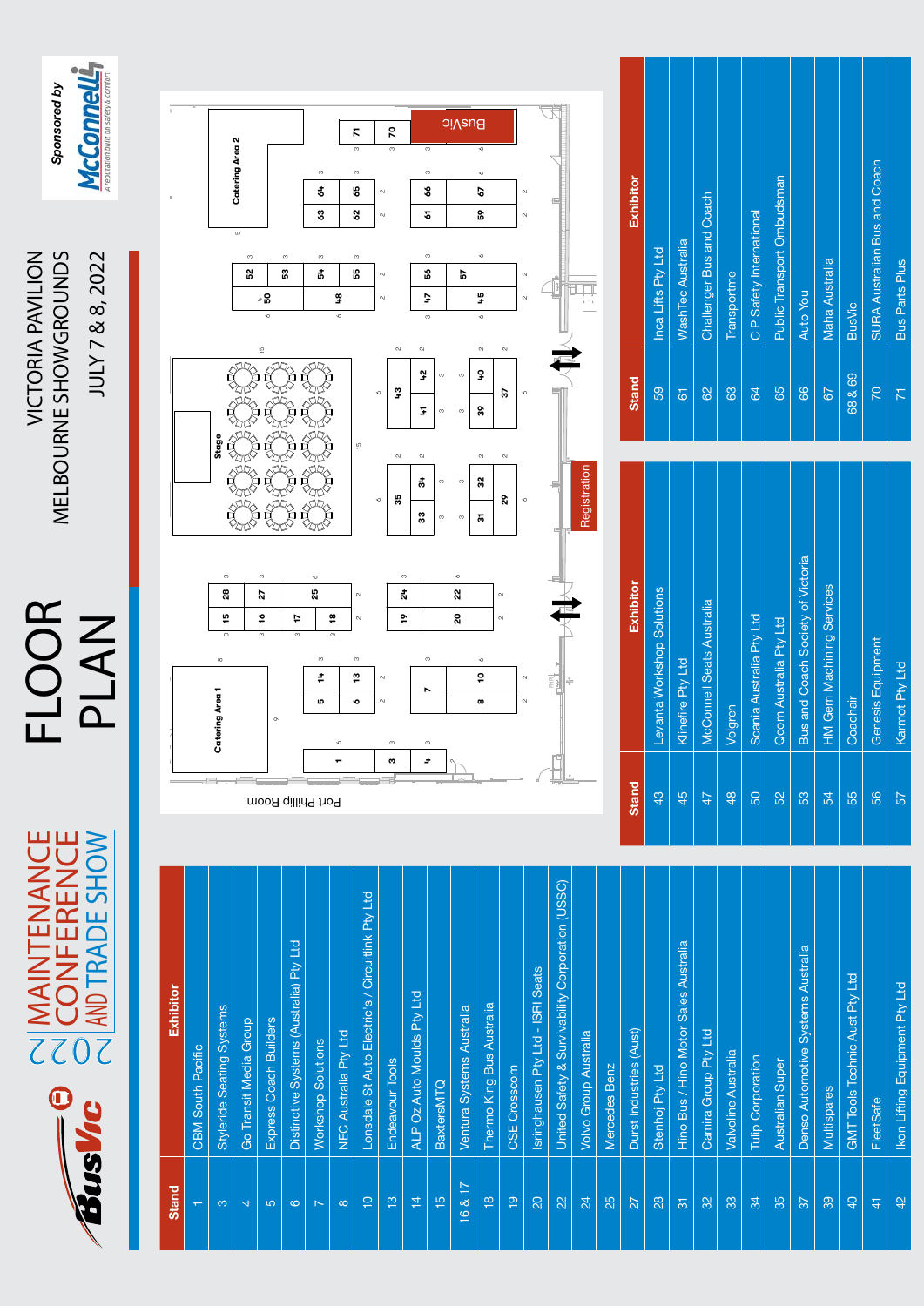# 2022 MAINTENANCE CONFERENCE AND TRADE SHOW

# FLOOR PLAN

VICTORIA PAVILION
MELBOURNE SHOWGROUNDS
JULY 7 & 8, 2022

Sponsored by McConnell – A reputation built on safety & comfort

| Stand | Exhibitor |
|---|---|
| 1 | CBM South Pacific |
| 3 | Styleride Seating Systems |
| 4 | Go Transit Media Group |
| 5 | Express Coach Builders |
| 6 | Distinctive Systems (Australia) Pty Ltd |
| 7 | Workshop Solutions |
| 8 | NEC Australia Pty Ltd |
| 10 | Lonsdale St Auto Electric's / Circuitlink Pty Ltd |
| 13 | Endeavour Tools |
| 14 | ALP Oz Auto Moulds Pty Ltd |
| 15 | BaxtersMTQ |
| 16 & 17 | Ventura Systems Australia |
| 18 | Thermo King Bus Australia |
| 19 | CSE Crosscom |
| 20 | Isringhausen Pty Ltd - ISRI Seats |
| 22 | United Safety & Survivability Corporation (USSC) |
| 24 | Volvo Group Australia |
| 25 | Mercedes Benz |
| 27 | Durst Industries (Aust) |
| 28 | Stenhoj Pty Ltd |
| 31 | Hino Bus / Hino Motor Sales Australia |
| 32 | Camira Group Pty Ltd |
| 33 | Valvoline Australia |
| 34 | Tulip Corporation |
| 35 | Australian Super |
| 37 | Denso Automotive Systems Australia |
| 39 | Multispares |
| 40 | GMT Tools Technic Aust Pty Ltd |
| 41 | FleetSafe |
| 42 | Ikon Lifting Equipment Pty Ltd |
| 43 | Levanta Workshop Solutions |
| 45 | Klinefire Pty Ltd |
| 47 | McConnell Seats Australia |
| 48 | Volgren |
| 50 | Scania Australia Pty Ltd |
| 52 | Qcom Australia Pty Ltd |
| 53 | Bus and Coach Society of Victoria |
| 54 | HM Gem Machining Services |
| 55 | Coachair |
| 56 | Genesis Equipment |
| 57 | Karmot Pty Ltd |
| 59 | Inca Lifts Pty Ltd |
| 61 | WashTec Australia |
| 62 | Challenger Bus and Coach |
| 63 | Transportme |
| 64 | C P Safety International |
| 65 | Public Transport Ombudsman |
| 66 | Auto You |
| 67 | Maha Australia |
| 68 & 69 | BusVic |
| 70 | SURA Australian Bus and Coach |
| 71 | Bus Parts Plus |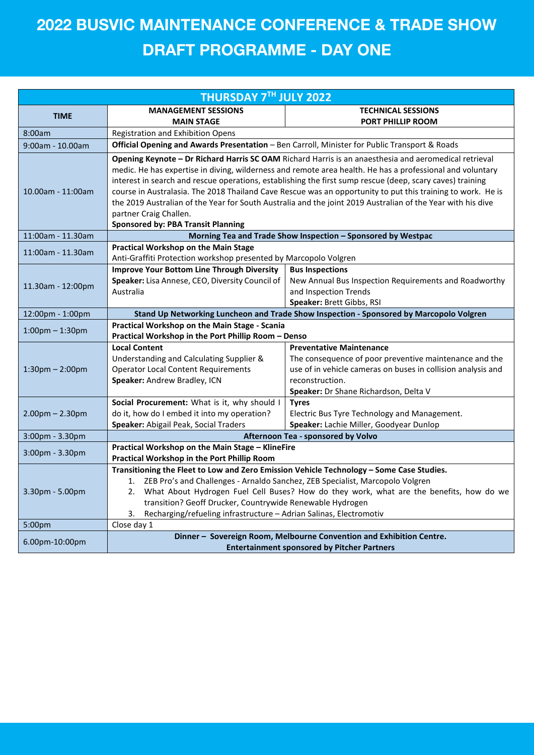# 2022 BUSVIC MAINTENANCE CONFERENCE & TRADE SHOW

# DRAFT PROGRAMME - DAY ONE

| THURSDAY 7TH JULY 2022 | | |
|---|---|---|
| **TIME** | **MANAGEMENT SESSIONS MAIN STAGE** | **TECHNICAL SESSIONS PORT PHILLIP ROOM** |
| 8:00am | Registration and Exhibition Opens | |
| 9:00am - 10.00am | **Official Opening and Awards Presentation** – Ben Carroll, Minister for Public Transport & Roads | |
| 10.00am - 11:00am | **Opening Keynote – Dr Richard Harris SC OAM** Richard Harris is an anaesthesia and aeromedical retrieval medic. He has expertise in diving, wilderness and remote area health. He has a professional and voluntary interest in search and rescue operations, establishing the first sump rescue (deep, scary caves) training course in Australasia. The 2018 Thailand Cave Rescue was an opportunity to put this training to work. He is the 2019 Australian of the Year for South Australia and the joint 2019 Australian of the Year with his dive partner Craig Challen.<br>**Sponsored by: PBA Transit Planning** | |
| 11:00am - 11.30am | **Morning Tea and Trade Show Inspection – Sponsored by Westpac** | |
| 11:00am - 11.30am | **Practical Workshop on the Main Stage**<br>Anti-Graffiti Protection workshop presented by Marcopolo Volgren | |
| 11.30am - 12:00pm | **Improve Your Bottom Line Through Diversity**<br>**Speaker:** Lisa Annese, CEO, Diversity Council of Australia | **Bus Inspections**<br>New Annual Bus Inspection Requirements and Roadworthy and Inspection Trends<br>**Speaker:** Brett Gibbs, RSI |
| 12:00pm - 1:00pm | **Stand Up Networking Luncheon and Trade Show Inspection - Sponsored by Marcopolo Volgren** | |
| 1:00pm – 1:30pm | **Practical Workshop on the Main Stage - Scania**<br>**Practical Workshop in the Port Phillip Room – Denso** | |
| 1:30pm – 2:00pm | **Local Content**<br>Understanding and Calculating Supplier & Operator Local Content Requirements<br>**Speaker:** Andrew Bradley, ICN | **Preventative Maintenance**<br>The consequence of poor preventive maintenance and the use of in vehicle cameras on buses in collision analysis and reconstruction.<br>**Speaker:** Dr Shane Richardson, Delta V |
| 2.00pm – 2.30pm | **Social Procurement:** What is it, why should I do it, how do I embed it into my operation?<br>**Speaker:** Abigail Peak, Social Traders | **Tyres**<br>Electric Bus Tyre Technology and Management.<br>**Speaker:** Lachie Miller, Goodyear Dunlop |
| 3:00pm - 3.30pm | **Afternoon Tea - sponsored by Volvo** | |
| 3:00pm - 3.30pm | **Practical Workshop on the Main Stage – KlineFire**<br>**Practical Workshop in the Port Phillip Room** | |
| 3.30pm - 5.00pm | **Transitioning the Fleet to Low and Zero Emission Vehicle Technology – Some Case Studies.**<br>1. ZEB Pro's and Challenges - Arnaldo Sanchez, ZEB Specialist, Marcopolo Volgren<br>2. What About Hydrogen Fuel Cell Buses? How do they work, what are the benefits, how do we transition? Geoff Drucker, Countrywide Renewable Hydrogen<br>3. Recharging/refueling infrastructure – Adrian Salinas, Electromotiv | |
| 5:00pm | Close day 1 | |
| 6.00pm-10:00pm | **Dinner – Sovereign Room, Melbourne Convention and Exhibition Centre.**<br>**Entertainment sponsored by Pitcher Partners** | |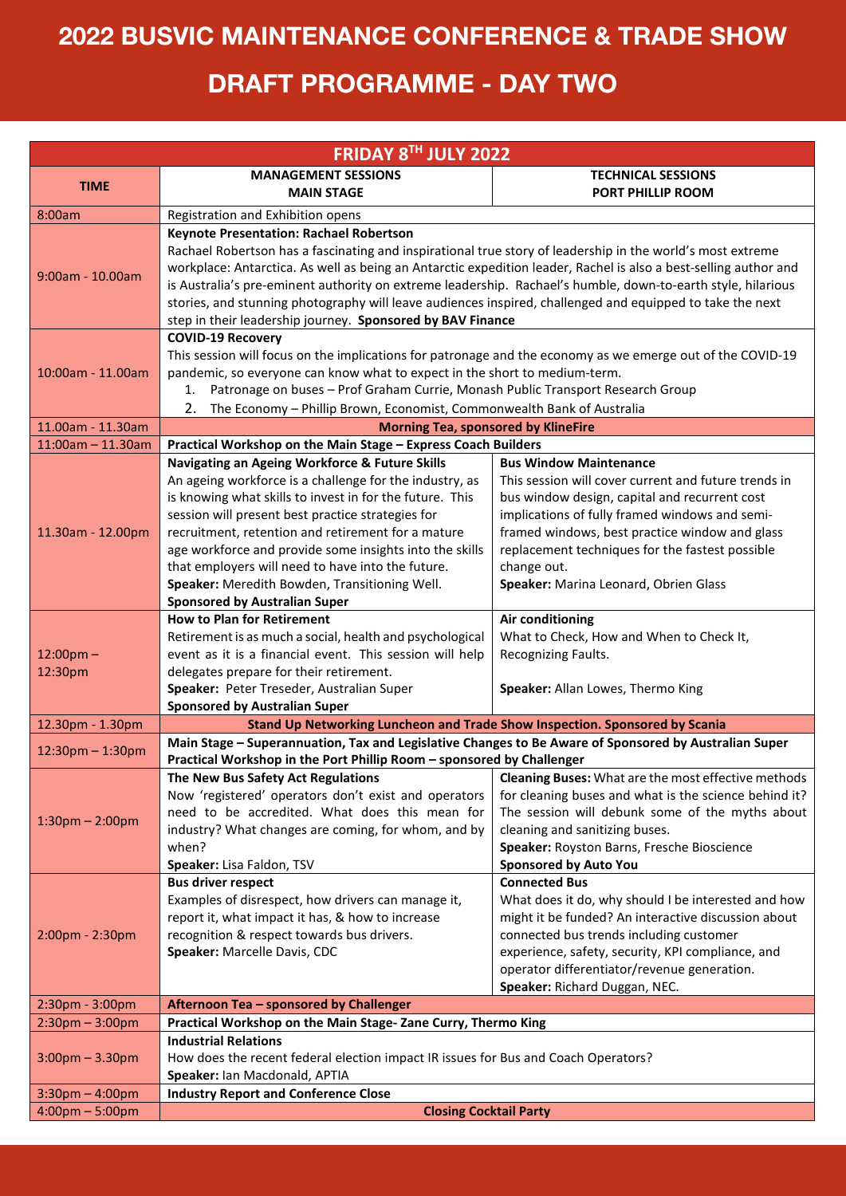# 2022 BUSVIC MAINTENANCE CONFERENCE & TRADE SHOW

## DRAFT PROGRAMME - DAY TWO

| FRIDAY 8TH JULY 2022 | | |
|---|---|---|
| **TIME** | **MANAGEMENT SESSIONS**<br>**MAIN STAGE** | **TECHNICAL SESSIONS**<br>**PORT PHILLIP ROOM** |
| 8:00am | Registration and Exhibition opens | |
| 9:00am - 10.00am | **Keynote Presentation: Rachael Robertson**<br>Rachael Robertson has a fascinating and inspirational true story of leadership in the world's most extreme workplace: Antarctica. As well as being an Antarctic expedition leader, Rachel is also a best-selling author and is Australia's pre-eminent authority on extreme leadership. Rachael's humble, down-to-earth style, hilarious stories, and stunning photography will leave audiences inspired, challenged and equipped to take the next step in their leadership journey. **Sponsored by BAV Finance** | |
| 10:00am - 11.00am | **COVID-19 Recovery**<br>This session will focus on the implications for patronage and the economy as we emerge out of the COVID-19 pandemic, so everyone can know what to expect in the short to medium-term.<br>1. Patronage on buses – Prof Graham Currie, Monash Public Transport Research Group<br>2. The Economy – Phillip Brown, Economist, Commonwealth Bank of Australia | |
| 11.00am - 11.30am | **Morning Tea, sponsored by KlineFire** | |
| 11:00am – 11.30am | **Practical Workshop on the Main Stage – Express Coach Builders** | |
| 11.30am - 12.00pm | **Navigating an Ageing Workforce & Future Skills**<br>An ageing workforce is a challenge for the industry, as is knowing what skills to invest in for the future. This session will present best practice strategies for recruitment, retention and retirement for a mature age workforce and provide some insights into the skills that employers will need to have into the future.<br>**Speaker:** Meredith Bowden, Transitioning Well.<br>**Sponsored by Australian Super** | **Bus Window Maintenance**<br>This session will cover current and future trends in bus window design, capital and recurrent cost implications of fully framed windows and semi-framed windows, best practice window and glass replacement techniques for the fastest possible change out.<br>**Speaker:** Marina Leonard, Obrien Glass |
| 12:00pm – 12:30pm | **How to Plan for Retirement**<br>Retirement is as much a social, health and psychological event as it is a financial event. This session will help delegates prepare for their retirement.<br>**Speaker:** Peter Treseder, Australian Super<br>**Sponsored by Australian Super** | **Air conditioning**<br>What to Check, How and When to Check It, Recognizing Faults.<br>**Speaker:** Allan Lowes, Thermo King |
| 12.30pm - 1.30pm | **Stand Up Networking Luncheon and Trade Show Inspection. Sponsored by Scania** | |
| 12:30pm – 1:30pm | **Main Stage – Superannuation, Tax and Legislative Changes to Be Aware of Sponsored by Australian Super**<br>**Practical Workshop in the Port Phillip Room – sponsored by Challenger** | |
| 1:30pm – 2:00pm | **The New Bus Safety Act Regulations**<br>Now 'registered' operators don't exist and operators need to be accredited. What does this mean for industry? What changes are coming, for whom, and by when?<br>**Speaker:** Lisa Faldon, TSV | **Cleaning Buses:** What are the most effective methods for cleaning buses and what is the science behind it? The session will debunk some of the myths about cleaning and sanitizing buses.<br>**Speaker:** Royston Barns, Fresche Bioscience<br>**Sponsored by Auto You** |
| 2:00pm - 2:30pm | **Bus driver respect**<br>Examples of disrespect, how drivers can manage it, report it, what impact it has, & how to increase recognition & respect towards bus drivers.<br>**Speaker:** Marcelle Davis, CDC | **Connected Bus**<br>What does it do, why should I be interested and how might it be funded? An interactive discussion about connected bus trends including customer experience, safety, security, KPI compliance, and operator differentiator/revenue generation.<br>**Speaker:** Richard Duggan, NEC. |
| 2:30pm - 3:00pm | **Afternoon Tea – sponsored by Challenger** | |
| 2:30pm – 3:00pm | **Practical Workshop on the Main Stage- Zane Curry, Thermo King** | |
| 3:00pm – 3.30pm | **Industrial Relations**<br>How does the recent federal election impact IR issues for Bus and Coach Operators?<br>**Speaker:** Ian Macdonald, APTIA | |
| 3:30pm – 4:00pm | **Industry Report and Conference Close** | |
| 4:00pm – 5:00pm | **Closing Cocktail Party** | |